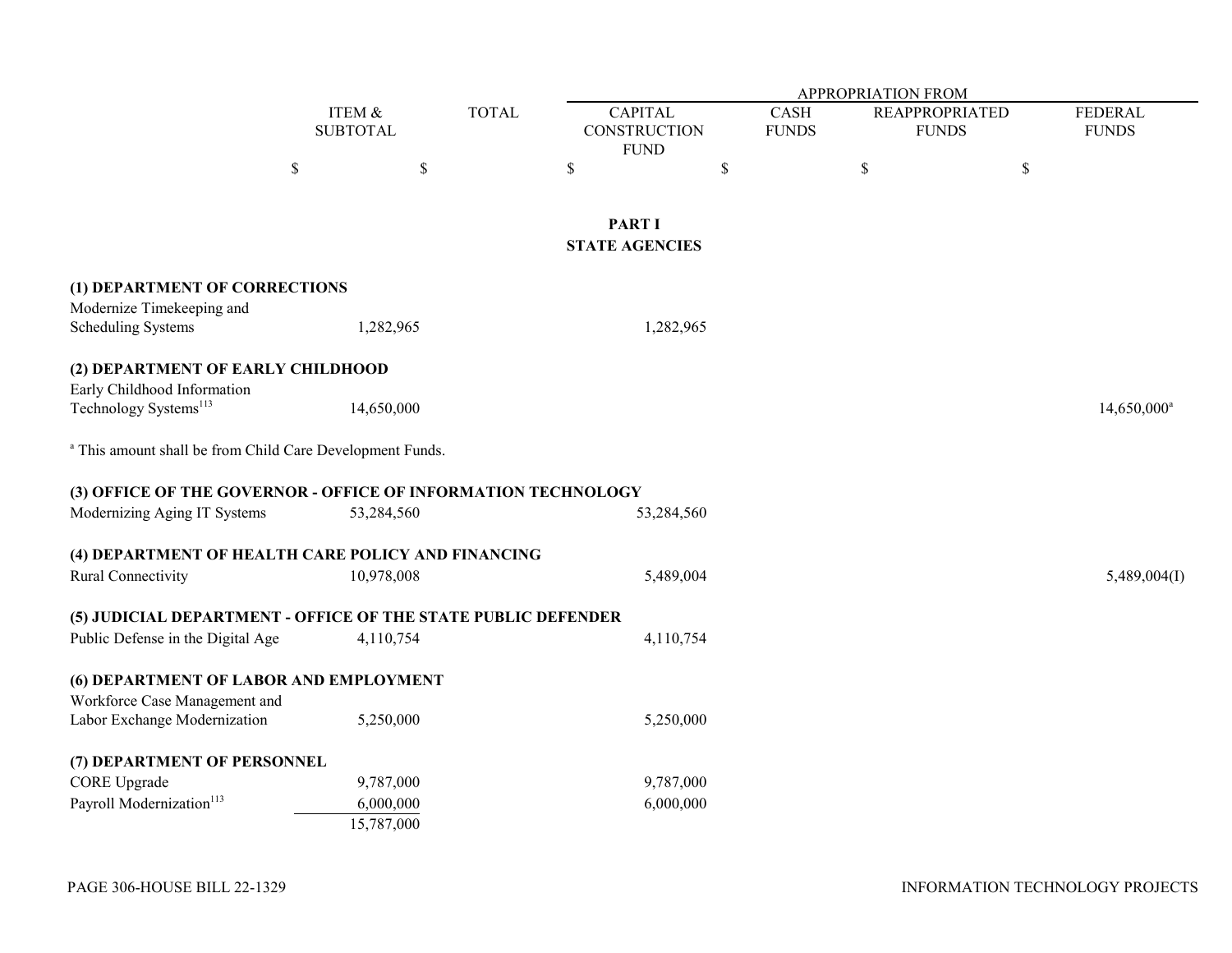| | ITEM & SUBTOTAL | TOTAL | APPROPRIATION FROM CAPITAL CONSTRUCTION FUND | CASH FUNDS | REAPPROPRIATED FUNDS | FEDERAL FUNDS |
|---|---|---|---|---|---|---|
| | $ | $ | $ | $ | $ | $ |

**PART I**
**STATE AGENCIES**

| | ITEM & SUBTOTAL | TOTAL | CAPITAL CONSTRUCTION FUND | CASH FUNDS | REAPPROPRIATED FUNDS | FEDERAL FUNDS |
|---|---|---|---|---|---|---|
| **(1) DEPARTMENT OF CORRECTIONS** | | | | | | |
| Modernize Timekeeping and Scheduling Systems | 1,282,965 | | 1,282,965 | | | |
| **(2) DEPARTMENT OF EARLY CHILDHOOD** | | | | | | |
| Early Childhood Information Technology Systems[113] | 14,650,000 | | | | | 14,650,000[a] |
| [a] This amount shall be from Child Care Development Funds. | | | | | | |
| **(3) OFFICE OF THE GOVERNOR - OFFICE OF INFORMATION TECHNOLOGY** | | | | | | |
| Modernizing Aging IT Systems | 53,284,560 | | 53,284,560 | | | |
| **(4) DEPARTMENT OF HEALTH CARE POLICY AND FINANCING** | | | | | | |
| Rural Connectivity | 10,978,008 | | 5,489,004 | | | 5,489,004(I) |
| **(5) JUDICIAL DEPARTMENT - OFFICE OF THE STATE PUBLIC DEFENDER** | | | | | | |
| Public Defense in the Digital Age | 4,110,754 | | 4,110,754 | | | |
| **(6) DEPARTMENT OF LABOR AND EMPLOYMENT** | | | | | | |
| Workforce Case Management and Labor Exchange Modernization | 5,250,000 | | 5,250,000 | | | |
| **(7) DEPARTMENT OF PERSONNEL** | | | | | | |
| CORE Upgrade | 9,787,000 | | 9,787,000 | | | |
| Payroll Modernization[113] | 6,000,000 | | 6,000,000 | | | |
| | 15,787,000 | | | | | |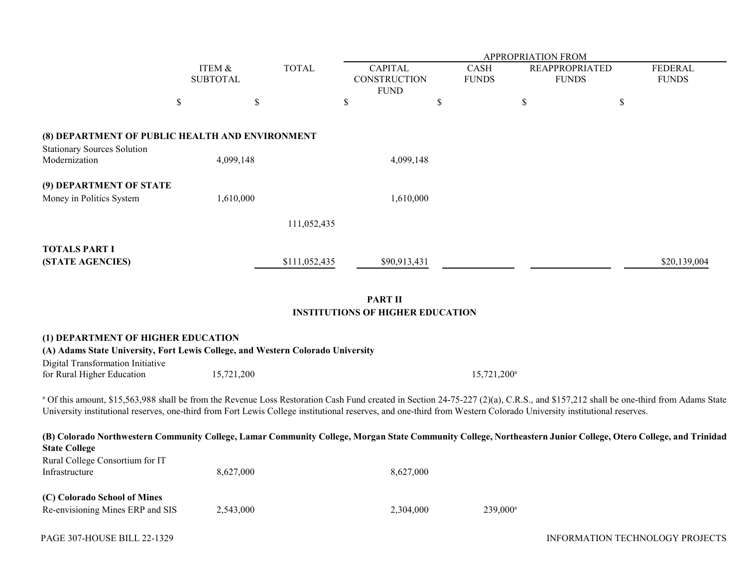| | ITEM & SUBTOTAL | TOTAL | APPROPRIATION FROM CAPITAL CONSTRUCTION FUND | CASH FUNDS | REAPPROPRIATED FUNDS | FEDERAL FUNDS |
|---|---|---|---|---|---|---|
| | $ | $ | $ | $ | $ | $ |
| **(8) DEPARTMENT OF PUBLIC HEALTH AND ENVIRONMENT** | | | | | | |
| Stationary Sources Solution Modernization | 4,099,148 | | 4,099,148 | | | |
| **(9) DEPARTMENT OF STATE** | | | | | | |
| Money in Politics System | 1,610,000 | | 1,610,000 | | | |
| | | 111,052,435 | | | | |
| **TOTALS PART I (STATE AGENCIES)** | | $111,052,435 | $90,913,431 | | | $20,139,004 |

## PART II
## INSTITUTIONS OF HIGHER EDUCATION

| | ITEM & SUBTOTAL | TOTAL | CAPITAL CONSTRUCTION FUND | CASH FUNDS | REAPPROPRIATED FUNDS | FEDERAL FUNDS |
|---|---|---|---|---|---|---|
| **(1) DEPARTMENT OF HIGHER EDUCATION** | | | | | | |
| **(A) Adams State University, Fort Lewis College, and Western Colorado University** | | | | | | |
| Digital Transformation Initiative for Rural Higher Education | 15,721,200 | | | 15,721,200[a] | | |

[a] Of this amount, $15,563,988 shall be from the Revenue Loss Restoration Cash Fund created in Section 24-75-227 (2)(a), C.R.S., and $157,212 shall be one-third from Adams State University institutional reserves, one-third from Fort Lewis College institutional reserves, and one-third from Western Colorado University institutional reserves.

| | ITEM & SUBTOTAL | TOTAL | CAPITAL CONSTRUCTION FUND | CASH FUNDS | REAPPROPRIATED FUNDS | FEDERAL FUNDS |
|---|---|---|---|---|---|---|
| **(B) Colorado Northwestern Community College, Lamar Community College, Morgan State Community College, Northeastern Junior College, Otero College, and Trinidad State College** | | | | | | |
| Rural College Consortium for IT Infrastructure | 8,627,000 | | 8,627,000 | | | |
| **(C) Colorado School of Mines** | | | | | | |
| Re-envisioning Mines ERP and SIS | 2,543,000 | | 2,304,000 | 239,000[a] | | |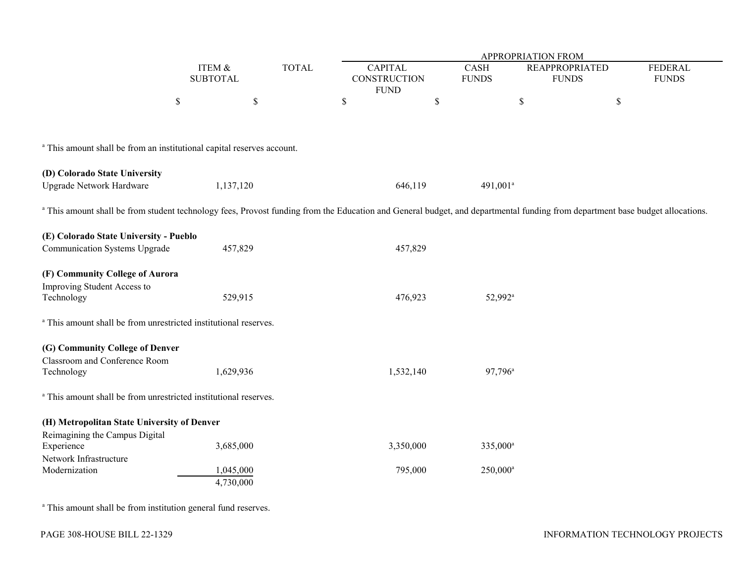| | ITEM & SUBTOTAL | TOTAL | APPROPRIATION FROM | | | |
|---|---|---|---|---|---|---|
| | | | CAPITAL CONSTRUCTION FUND | CASH FUNDS | REAPPROPRIATED FUNDS | FEDERAL FUNDS |
| | $ | $ | $ | $ | $ | $ |

[a] This amount shall be from an institutional capital reserves account.

| | ITEM & SUBTOTAL | TOTAL | CAPITAL CONSTRUCTION FUND | CASH FUNDS | REAPPROPRIATED FUNDS | FEDERAL FUNDS |
|---|---|---|---|---|---|---|
| **(D) Colorado State University** | | | | | | |
| Upgrade Network Hardware | 1,137,120 | | 646,119 | 491,001[a] | | |

[a] This amount shall be from student technology fees, Provost funding from the Education and General budget, and departmental funding from department base budget allocations.

| | ITEM & SUBTOTAL | TOTAL | CAPITAL CONSTRUCTION FUND | CASH FUNDS | REAPPROPRIATED FUNDS | FEDERAL FUNDS |
|---|---|---|---|---|---|---|
| **(E) Colorado State University - Pueblo** | | | | | | |
| Communication Systems Upgrade | 457,829 | | 457,829 | | | |
| **(F) Community College of Aurora** | | | | | | |
| Improving Student Access to Technology | 529,915 | | 476,923 | 52,992[a] | | |

[a] This amount shall be from unrestricted institutional reserves.

| | ITEM & SUBTOTAL | TOTAL | CAPITAL CONSTRUCTION FUND | CASH FUNDS | REAPPROPRIATED FUNDS | FEDERAL FUNDS |
|---|---|---|---|---|---|---|
| **(G) Community College of Denver** | | | | | | |
| Classroom and Conference Room Technology | 1,629,936 | | 1,532,140 | 97,796[a] | | |

[a] This amount shall be from unrestricted institutional reserves.

| | ITEM & SUBTOTAL | TOTAL | CAPITAL CONSTRUCTION FUND | CASH FUNDS | REAPPROPRIATED FUNDS | FEDERAL FUNDS |
|---|---|---|---|---|---|---|
| **(H) Metropolitan State University of Denver** | | | | | | |
| Reimagining the Campus Digital Experience | 3,685,000 | | 3,350,000 | 335,000[a] | | |
| Network Infrastructure Modernization | 1,045,000 | | 795,000 | 250,000[a] | | |
| | 4,730,000 | | | | | |

[a] This amount shall be from institution general fund reserves.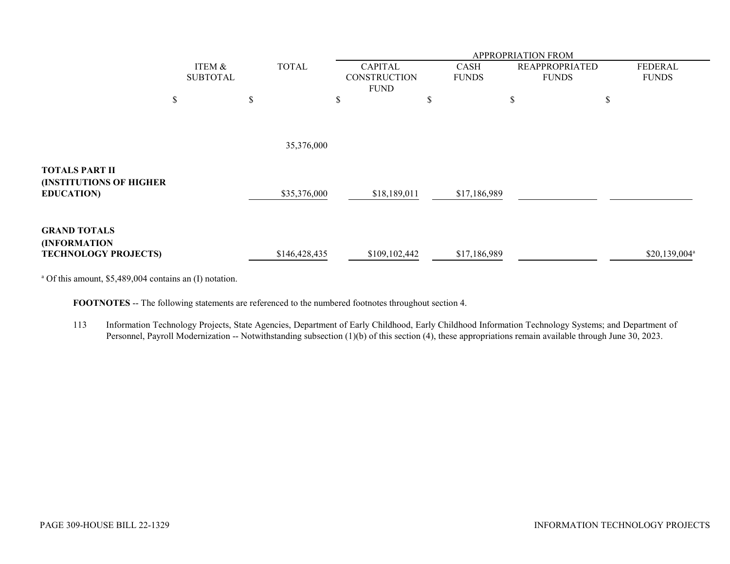| | ITEM & SUBTOTAL | TOTAL | APPROPRIATION FROM | | | |
|---|---|---|---|---|---|---|
| | | | CAPITAL CONSTRUCTION FUND | CASH FUNDS | REAPPROPRIATED FUNDS | FEDERAL FUNDS |
| | $ | $ | $ | $ | $ | $ |
| | | 35,376,000 | | | | |
| **TOTALS PART II (INSTITUTIONS OF HIGHER EDUCATION)** | | $35,376,000 | $18,189,011 | $17,186,989 | | |
| **GRAND TOTALS (INFORMATION TECHNOLOGY PROJECTS)** | | $146,428,435 | $109,102,442 | $17,186,989 | | $20,139,004[a] |

[a] Of this amount, $5,489,004 contains an (I) notation.

**FOOTNOTES** -- The following statements are referenced to the numbered footnotes throughout section 4.

113 Information Technology Projects, State Agencies, Department of Early Childhood, Early Childhood Information Technology Systems; and Department of Personnel, Payroll Modernization -- Notwithstanding subsection (1)(b) of this section (4), these appropriations remain available through June 30, 2023.